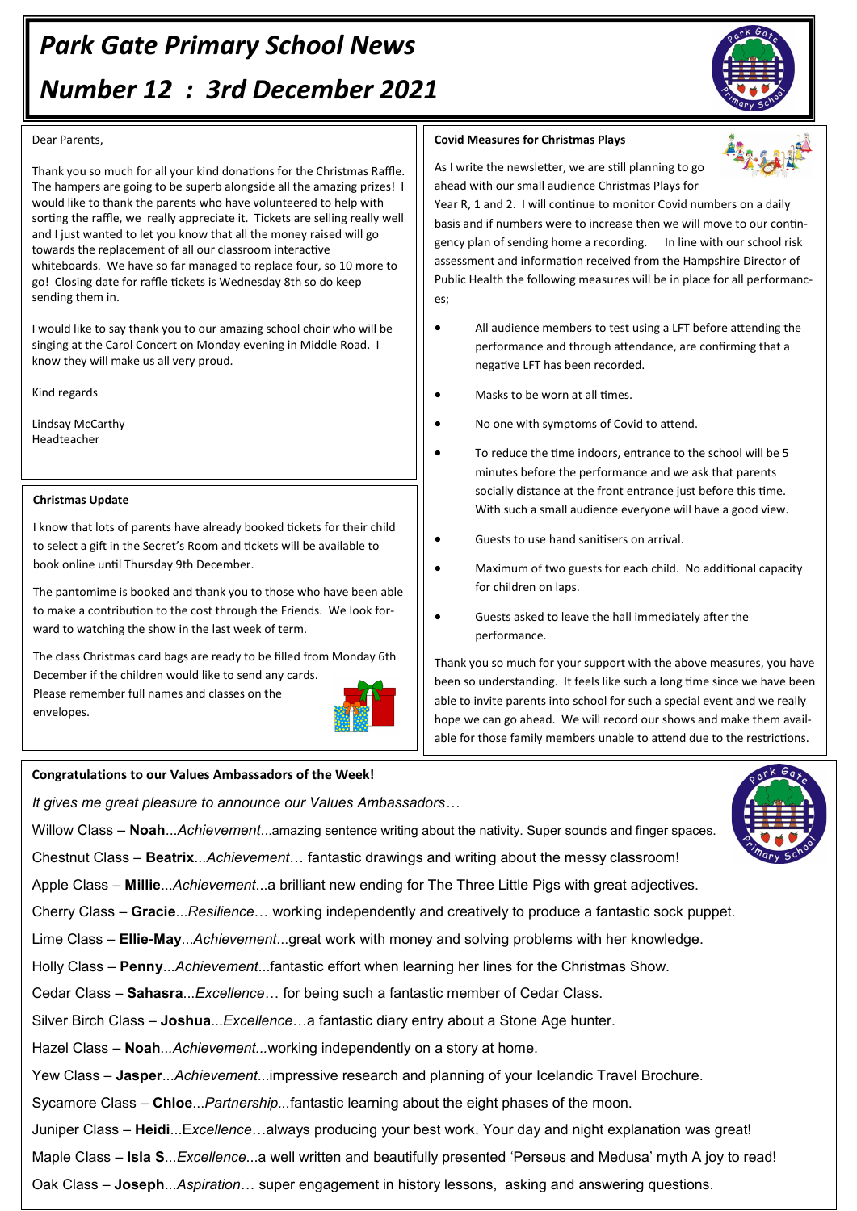# Park Gate Primary School News

# Number 12 : 3rd December 2021

Dear Parents,

Thank you so much for all your kind donations for the Christmas Raffle. The hampers are going to be superb alongside all the amazing prizes! I would like to thank the parents who have volunteered to help with sorting the raffle, we really appreciate it. Tickets are selling really well and I just wanted to let you know that all the money raised will go towards the replacement of all our classroom interactive whiteboards. We have so far managed to replace four, so 10 more to go! Closing date for raffle tickets is Wednesday 8th so do keep sending them in.

I would like to say thank you to our amazing school choir who will be singing at the Carol Concert on Monday evening in Middle Road. I know they will make us all very proud.

Kind regards

Lindsay McCarthy
Headteacher

### Christmas Update

I know that lots of parents have already booked tickets for their child to select a gift in the Secret's Room and tickets will be available to book online until Thursday 9th December.

The pantomime is booked and thank you to those who have been able to make a contribution to the cost through the Friends. We look forward to watching the show in the last week of term.

The class Christmas card bags are ready to be filled from Monday 6th December if the children would like to send any cards. Please remember full names and classes on the envelopes.

### Covid Measures for Christmas Plays

As I write the newsletter, we are still planning to go ahead with our small audience Christmas Plays for Year R, 1 and 2. I will continue to monitor Covid numbers on a daily basis and if numbers were to increase then we will move to our contingency plan of sending home a recording. In line with our school risk assessment and information received from the Hampshire Director of Public Health the following measures will be in place for all performances;

- All audience members to test using a LFT before attending the performance and through attendance, are confirming that a negative LFT has been recorded.
- Masks to be worn at all times.
- No one with symptoms of Covid to attend.
- To reduce the time indoors, entrance to the school will be 5 minutes before the performance and we ask that parents socially distance at the front entrance just before this time. With such a small audience everyone will have a good view.
- Guests to use hand sanitisers on arrival.
- Maximum of two guests for each child. No additional capacity for children on laps.
- Guests asked to leave the hall immediately after the performance.

Thank you so much for your support with the above measures, you have been so understanding. It feels like such a long time since we have been able to invite parents into school for such a special event and we really hope we can go ahead. We will record our shows and make them available for those family members unable to attend due to the restrictions.

### Congratulations to our Values Ambassadors of the Week!

*It gives me great pleasure to announce our Values Ambassadors…*

Willow Class – **Noah**...*Achievement*...amazing sentence writing about the nativity. Super sounds and finger spaces.

Chestnut Class – **Beatrix**...*Achievement*… fantastic drawings and writing about the messy classroom!

Apple Class – **Millie**...*Achievement*...a brilliant new ending for The Three Little Pigs with great adjectives.

Cherry Class – **Gracie**...*Resilience*… working independently and creatively to produce a fantastic sock puppet.

Lime Class – **Ellie-May**...*Achievement*...great work with money and solving problems with her knowledge.

Holly Class – **Penny**...*Achievement*...fantastic effort when learning her lines for the Christmas Show.

Cedar Class – **Sahasra**...*Excellence*… for being such a fantastic member of Cedar Class.

Silver Birch Class – **Joshua**...*Excellence*…a fantastic diary entry about a Stone Age hunter.

Hazel Class – **Noah**...*Achievement...*working independently on a story at home.

Yew Class – **Jasper**...*Achievement*...impressive research and planning of your Icelandic Travel Brochure.

Sycamore Class – **Chloe**...*Partnership...*fantastic learning about the eight phases of the moon.

Juniper Class – **Heidi**...*Excellence*…always producing your best work. Your day and night explanation was great!

Maple Class – **Isla S**...*Excellence*...a well written and beautifully presented 'Perseus and Medusa' myth A joy to read!

Oak Class – **Joseph**...*Aspiration*… super engagement in history lessons, asking and answering questions.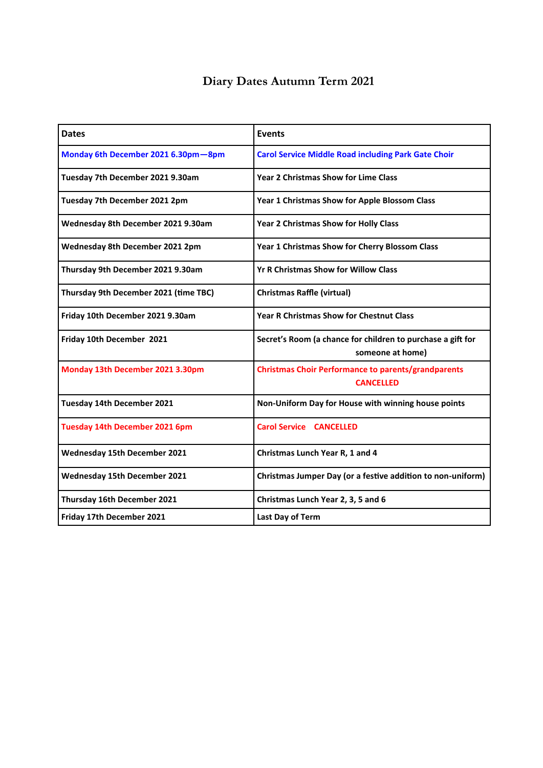# Diary Dates Autumn Term 2021

| Dates | Events |
|---|---|
| **Monday 6th December 2021 6.30pm—8pm** | **Carol Service Middle Road including Park Gate Choir** |
| **Tuesday 7th December 2021 9.30am** | **Year 2 Christmas Show for Lime Class** |
| **Tuesday 7th December 2021 2pm** | **Year 1 Christmas Show for Apple Blossom Class** |
| **Wednesday 8th December 2021 9.30am** | **Year 2 Christmas Show for Holly Class** |
| **Wednesday 8th December 2021 2pm** | **Year 1 Christmas Show for Cherry Blossom Class** |
| **Thursday 9th December 2021 9.30am** | **Yr R Christmas Show for Willow Class** |
| **Thursday 9th December 2021 (time TBC)** | **Christmas Raffle (virtual)** |
| **Friday 10th December 2021 9.30am** | **Year R Christmas Show for Chestnut Class** |
| **Friday 10th December 2021** | **Secret's Room (a chance for children to purchase a gift for someone at home)** |
| **Monday 13th December 2021 3.30pm** | **Christmas Choir Performance to parents/grandparents CANCELLED** |
| **Tuesday 14th December 2021** | **Non-Uniform Day for House with winning house points** |
| **Tuesday 14th December 2021 6pm** | **Carol Service CANCELLED** |
| **Wednesday 15th December 2021** | **Christmas Lunch Year R, 1 and 4** |
| **Wednesday 15th December 2021** | **Christmas Jumper Day (or a festive addition to non-uniform)** |
| **Thursday 16th December 2021** | **Christmas Lunch Year 2, 3, 5 and 6** |
| **Friday 17th December 2021** | **Last Day of Term** |